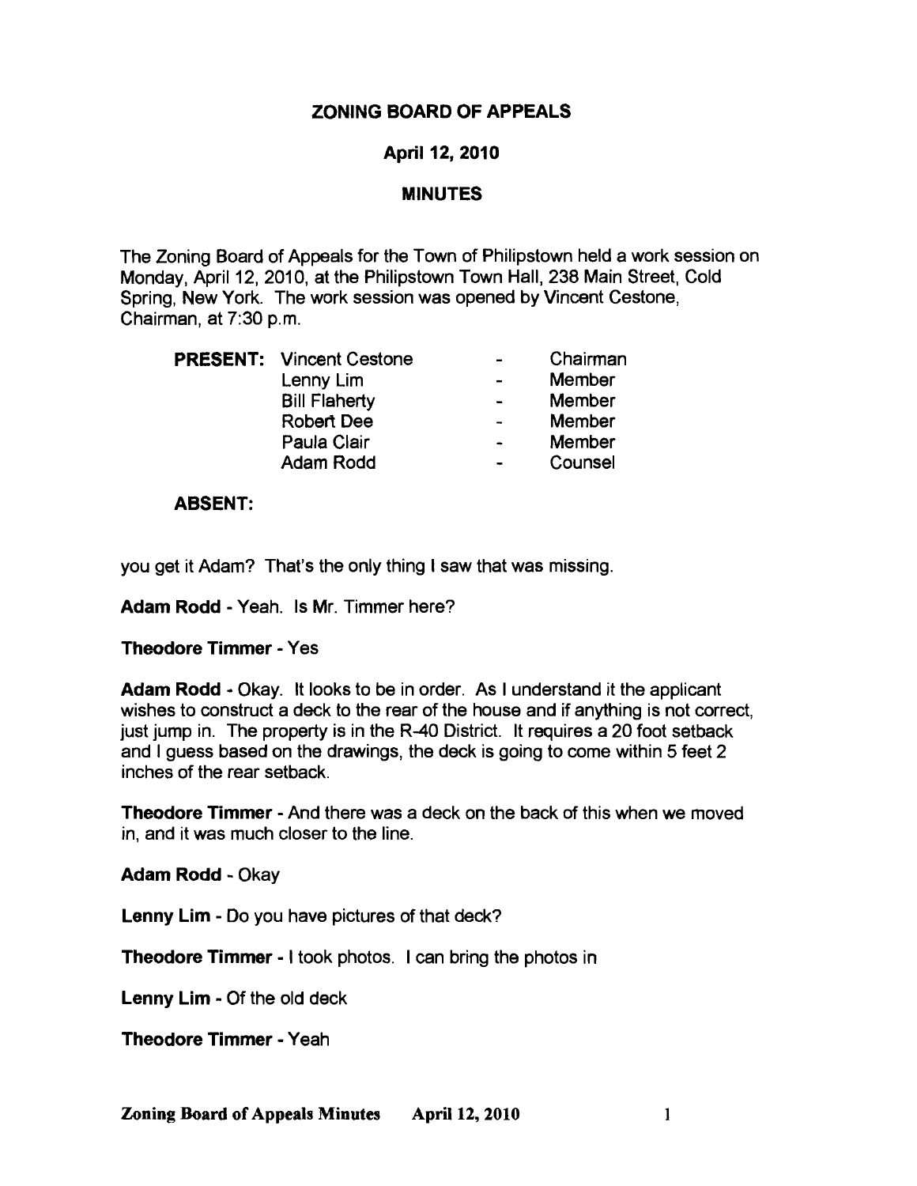# ZONING BOARD OF APPEALS

## April 12, 2010

## MINUTES

The Zoning Board of Appeals for the Town of Philipstown held a work session on Monday, April 12, 2010, at the Philipstown Town Hall, 238 Main Street, Cold Spring, New York. The work session was opened by Vincent Cestone, Chairman, at 7:30 p.m.

| **PRESENT:** | | | |
|---|---|---|---|
| | Vincent Cestone | - | Chairman |
| | Lenny Lim | - | Member |
| | Bill Flaherty | - | Member |
| | Robert Dee | - | Member |
| | Paula Clair | - | Member |
| | Adam Rodd | - | Counsel |

**ABSENT:**

you get it Adam? That's the only thing I saw that was missing.

**Adam Rodd** - Yeah. Is Mr. Timmer here?

**Theodore Timmer** - Yes

**Adam Rodd** - Okay. It looks to be in order. As I understand it the applicant wishes to construct a deck to the rear of the house and if anything is not correct, just jump in. The property is in the R-40 District. It requires a 20 foot setback and I guess based on the drawings, the deck is going to come within 5 feet 2 inches of the rear setback.

**Theodore Timmer** - And there was a deck on the back of this when we moved in, and it was much closer to the line.

**Adam Rodd** - Okay

**Lenny Lim** - Do you have pictures of that deck?

**Theodore Timmer** - I took photos. I can bring the photos in

**Lenny Lim** - Of the old deck

**Theodore Timmer** - Yeah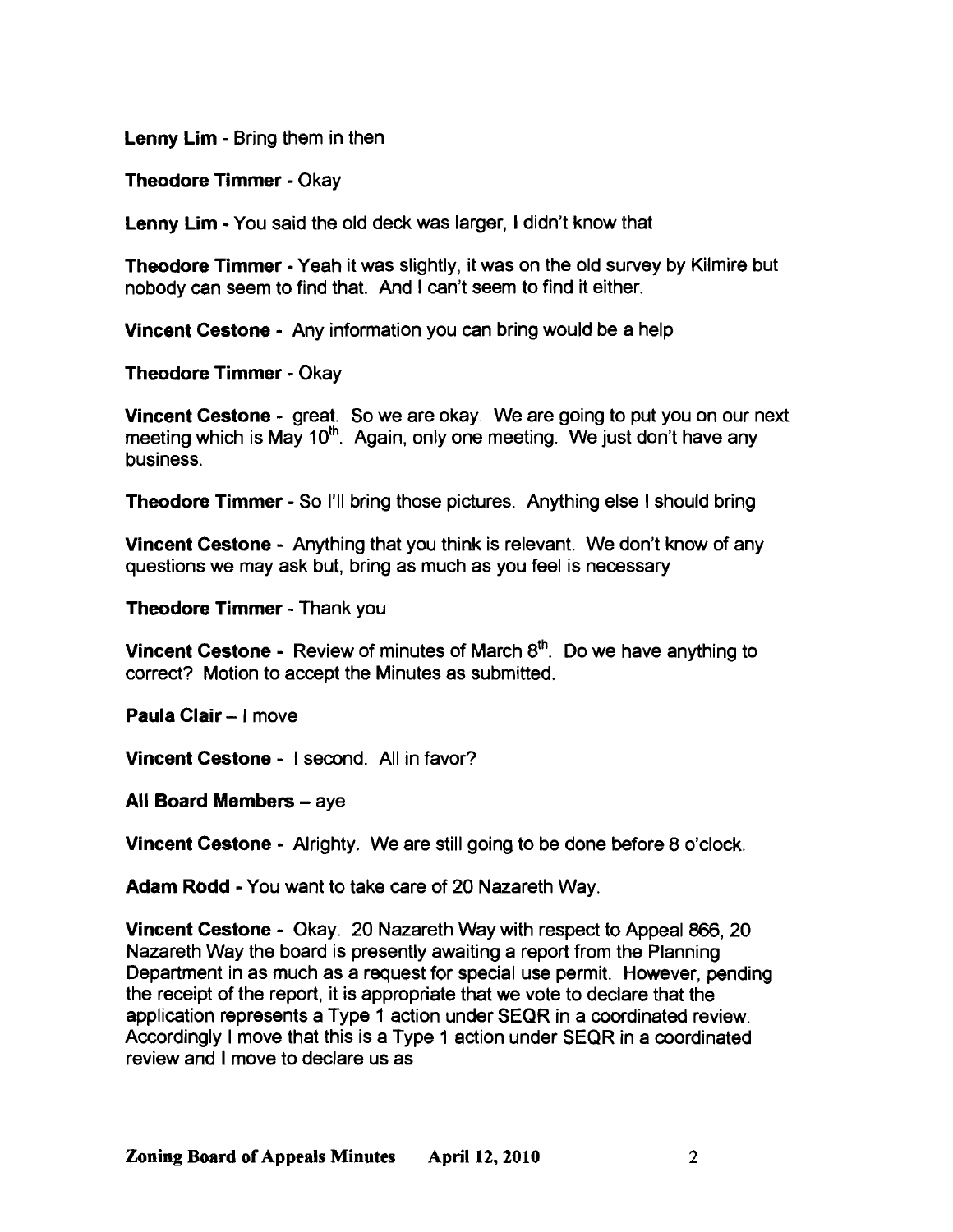**Lenny Lim** - Bring them in then

**Theodore Timmer** - Okay

**Lenny Lim** - You said the old deck was larger, I didn't know that

**Theodore Timmer** - Yeah it was slightly, it was on the old survey by Kilmire but nobody can seem to find that. And I can't seem to find it either.

**Vincent Cestone** - Any information you can bring would be a help

**Theodore Timmer** - Okay

**Vincent Cestone** - great. So we are okay. We are going to put you on our next meeting which is May 10th. Again, only one meeting. We just don't have any business.

**Theodore Timmer** - So I'll bring those pictures. Anything else I should bring

**Vincent Cestone** - Anything that you think is relevant. We don't know of any questions we may ask but, bring as much as you feel is necessary

**Theodore Timmer** - Thank you

**Vincent Cestone** - Review of minutes of March 8th. Do we have anything to correct? Motion to accept the Minutes as submitted.

**Paula Clair** – I move

**Vincent Cestone** - I second. All in favor?

**All Board Members** – aye

**Vincent Cestone** - Alrighty. We are still going to be done before 8 o'clock.

**Adam Rodd** - You want to take care of 20 Nazareth Way.

**Vincent Cestone** - Okay. 20 Nazareth Way with respect to Appeal 866, 20 Nazareth Way the board is presently awaiting a report from the Planning Department in as much as a request for special use permit. However, pending the receipt of the report, it is appropriate that we vote to declare that the application represents a Type 1 action under SEQR in a coordinated review. Accordingly I move that this is a Type 1 action under SEQR in a coordinated review and I move to declare us as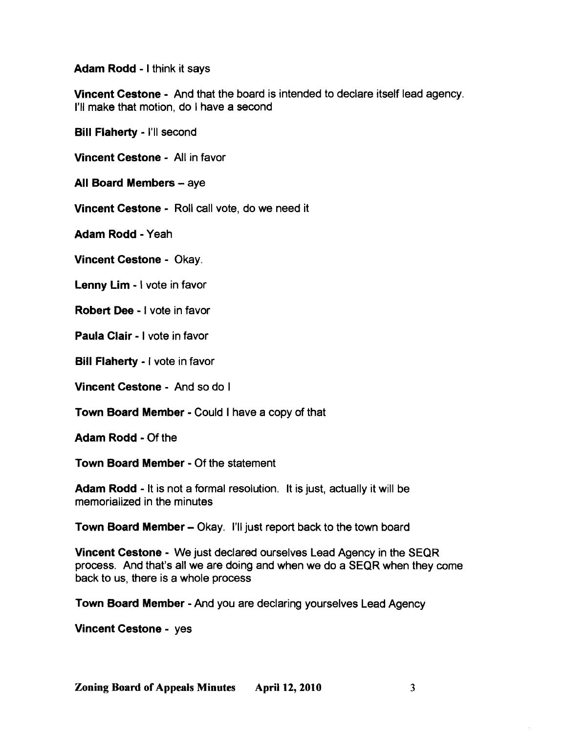**Adam Rodd** - I think it says

**Vincent Cestone** - And that the board is intended to declare itself lead agency. I'll make that motion, do I have a second

**Bill Flaherty** - I'll second

**Vincent Cestone** - All in favor

**All Board Members** – aye

**Vincent Cestone** - Roll call vote, do we need it

**Adam Rodd** - Yeah

**Vincent Cestone** - Okay.

**Lenny Lim** - I vote in favor

**Robert Dee** - I vote in favor

**Paula Clair** - I vote in favor

**Bill Flaherty** - I vote in favor

**Vincent Cestone** - And so do I

**Town Board Member** - Could I have a copy of that

**Adam Rodd** - Of the

**Town Board Member** - Of the statement

**Adam Rodd** - It is not a formal resolution. It is just, actually it will be memorialized in the minutes

**Town Board Member** – Okay. I'll just report back to the town board

**Vincent Cestone** - We just declared ourselves Lead Agency in the SEQR process. And that's all we are doing and when we do a SEQR when they come back to us, there is a whole process

**Town Board Member** - And you are declaring yourselves Lead Agency

**Vincent Cestone** - yes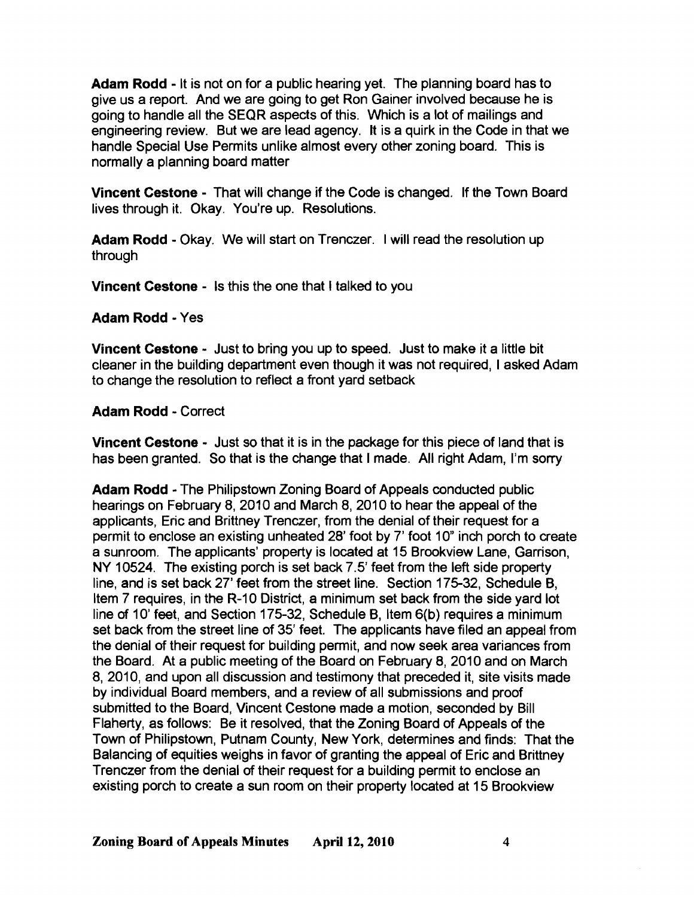**Adam Rodd** - It is not on for a public hearing yet. The planning board has to give us a report. And we are going to get Ron Gainer involved because he is going to handle all the SEQR aspects of this. Which is a lot of mailings and engineering review. But we are lead agency. It is a quirk in the Code in that we handle Special Use Permits unlike almost every other zoning board. This is normally a planning board matter

**Vincent Cestone** - That will change if the Code is changed. If the Town Board lives through it. Okay. You're up. Resolutions.

**Adam Rodd** - Okay. We will start on Trenczer. I will read the resolution up through

**Vincent Cestone** - Is this the one that I talked to you

**Adam Rodd** - Yes

**Vincent Cestone** - Just to bring you up to speed. Just to make it a little bit cleaner in the building department even though it was not required, I asked Adam to change the resolution to reflect a front yard setback

**Adam Rodd** - Correct

**Vincent Cestone** - Just so that it is in the package for this piece of land that is has been granted. So that is the change that I made. All right Adam, I'm sorry

**Adam Rodd** - The Philipstown Zoning Board of Appeals conducted public hearings on February 8, 2010 and March 8, 2010 to hear the appeal of the applicants, Eric and Brittney Trenczer, from the denial of their request for a permit to enclose an existing unheated 28' foot by 7' foot 10" inch porch to create a sunroom. The applicants' property is located at 15 Brookview Lane, Garrison, NY 10524. The existing porch is set back 7.5' feet from the left side property line, and is set back 27' feet from the street line. Section 175-32, Schedule B, Item 7 requires, in the R-10 District, a minimum set back from the side yard lot line of 10' feet, and Section 175-32, Schedule B, Item 6(b) requires a minimum set back from the street line of 35' feet. The applicants have filed an appeal from the denial of their request for building permit, and now seek area variances from the Board. At a public meeting of the Board on February 8, 2010 and on March 8, 2010, and upon all discussion and testimony that preceded it, site visits made by individual Board members, and a review of all submissions and proof submitted to the Board, Vincent Cestone made a motion, seconded by Bill Flaherty, as follows: Be it resolved, that the Zoning Board of Appeals of the Town of Philipstown, Putnam County, New York, determines and finds: That the Balancing of equities weighs in favor of granting the appeal of Eric and Brittney Trenczer from the denial of their request for a building permit to enclose an existing porch to create a sun room on their property located at 15 Brookview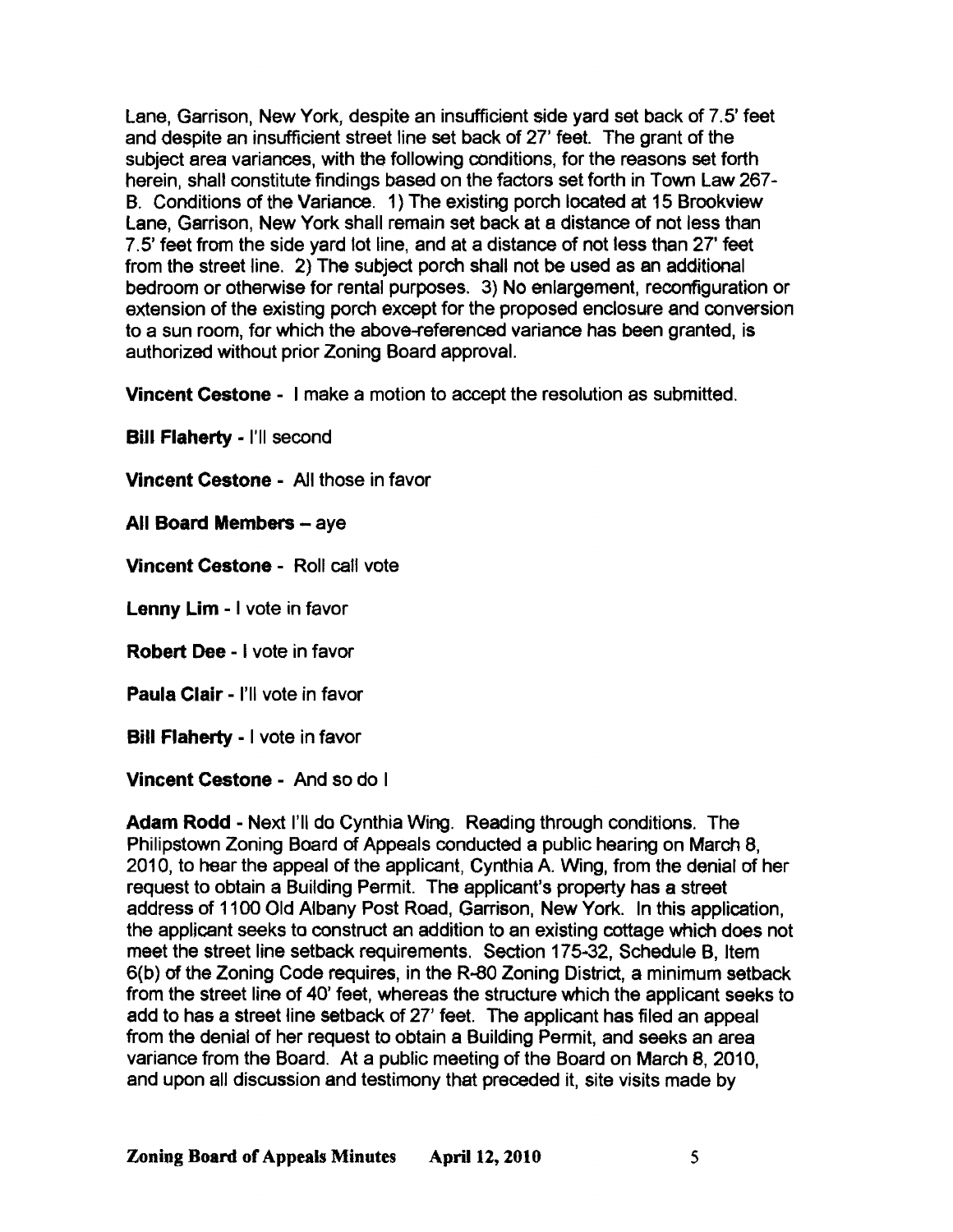Lane, Garrison, New York, despite an insufficient side yard set back of 7.5' feet and despite an insufficient street line set back of 27' feet. The grant of the subject area variances, with the following conditions, for the reasons set forth herein, shall constitute findings based on the factors set forth in Town Law 267-B. Conditions of the Variance. 1) The existing porch located at 15 Brookview Lane, Garrison, New York shall remain set back at a distance of not less than 7.5' feet from the side yard lot line, and at a distance of not less than 27' feet from the street line. 2) The subject porch shall not be used as an additional bedroom or otherwise for rental purposes. 3) No enlargement, reconfiguration or extension of the existing porch except for the proposed enclosure and conversion to a sun room, for which the above-referenced variance has been granted, is authorized without prior Zoning Board approval.

**Vincent Cestone** - I make a motion to accept the resolution as submitted.

**Bill Flaherty** - I'll second

**Vincent Cestone** - All those in favor

**All Board Members** – aye

**Vincent Cestone** - Roll call vote

**Lenny Lim** - I vote in favor

**Robert Dee** - I vote in favor

**Paula Clair** - I'll vote in favor

**Bill Flaherty** - I vote in favor

**Vincent Cestone** - And so do I

**Adam Rodd** - Next I'll do Cynthia Wing. Reading through conditions. The Philipstown Zoning Board of Appeals conducted a public hearing on March 8, 2010, to hear the appeal of the applicant, Cynthia A. Wing, from the denial of her request to obtain a Building Permit. The applicant's property has a street address of 1100 Old Albany Post Road, Garrison, New York. In this application, the applicant seeks to construct an addition to an existing cottage which does not meet the street line setback requirements. Section 175-32, Schedule B, Item 6(b) of the Zoning Code requires, in the R-80 Zoning District, a minimum setback from the street line of 40' feet, whereas the structure which the applicant seeks to add to has a street line setback of 27' feet. The applicant has filed an appeal from the denial of her request to obtain a Building Permit, and seeks an area variance from the Board. At a public meeting of the Board on March 8, 2010, and upon all discussion and testimony that preceded it, site visits made by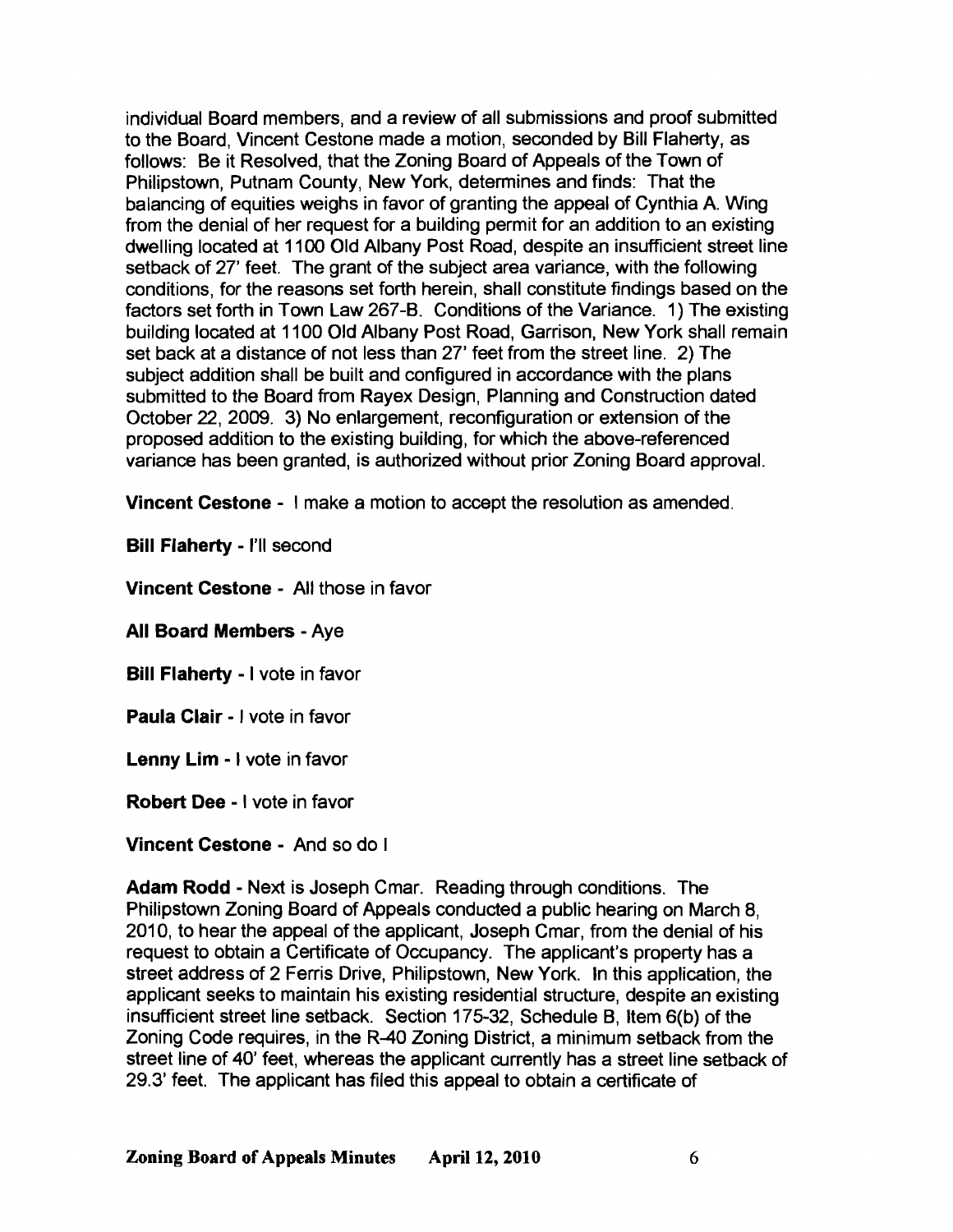individual Board members, and a review of all submissions and proof submitted to the Board, Vincent Cestone made a motion, seconded by Bill Flaherty, as follows: Be it Resolved, that the Zoning Board of Appeals of the Town of Philipstown, Putnam County, New York, determines and finds: That the balancing of equities weighs in favor of granting the appeal of Cynthia A. Wing from the denial of her request for a building permit for an addition to an existing dwelling located at 1100 Old Albany Post Road, despite an insufficient street line setback of 27' feet. The grant of the subject area variance, with the following conditions, for the reasons set forth herein, shall constitute findings based on the factors set forth in Town Law 267-B. Conditions of the Variance. 1) The existing building located at 1100 Old Albany Post Road, Garrison, New York shall remain set back at a distance of not less than 27' feet from the street line. 2) The subject addition shall be built and configured in accordance with the plans submitted to the Board from Rayex Design, Planning and Construction dated October 22, 2009. 3) No enlargement, reconfiguration or extension of the proposed addition to the existing building, for which the above-referenced variance has been granted, is authorized without prior Zoning Board approval.

**Vincent Cestone** - I make a motion to accept the resolution as amended.

**Bill Flaherty** - I'll second

**Vincent Cestone** - All those in favor

**All Board Members** - Aye

**Bill Flaherty** - I vote in favor

**Paula Clair** - I vote in favor

**Lenny Lim** - I vote in favor

**Robert Dee** - I vote in favor

**Vincent Cestone** - And so do I

**Adam Rodd** - Next is Joseph Cmar. Reading through conditions. The Philipstown Zoning Board of Appeals conducted a public hearing on March 8, 2010, to hear the appeal of the applicant, Joseph Cmar, from the denial of his request to obtain a Certificate of Occupancy. The applicant's property has a street address of 2 Ferris Drive, Philipstown, New York. In this application, the applicant seeks to maintain his existing residential structure, despite an existing insufficient street line setback. Section 175-32, Schedule B, Item 6(b) of the Zoning Code requires, in the R-40 Zoning District, a minimum setback from the street line of 40' feet, whereas the applicant currently has a street line setback of 29.3' feet. The applicant has filed this appeal to obtain a certificate of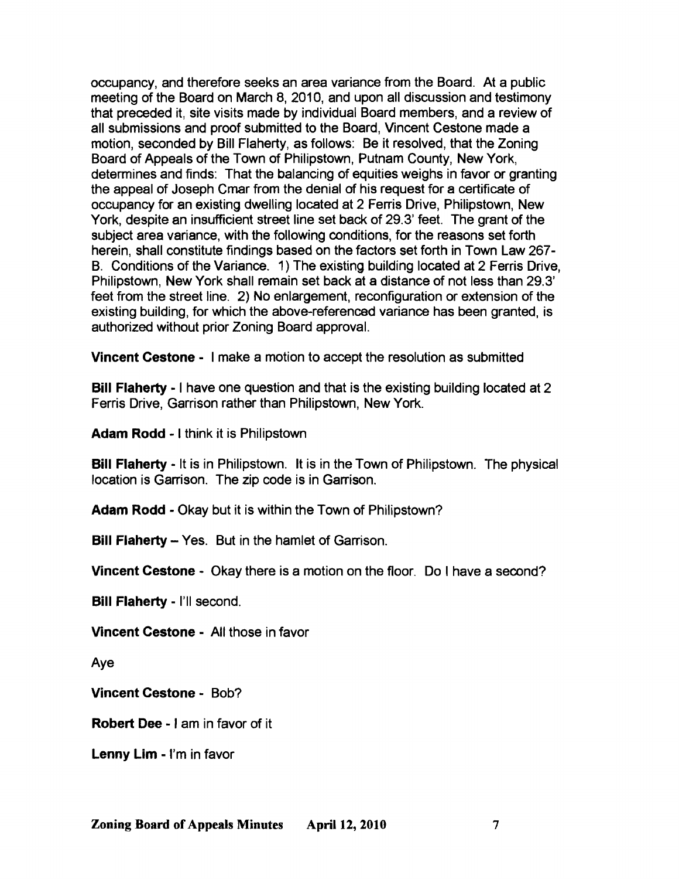occupancy, and therefore seeks an area variance from the Board. At a public meeting of the Board on March 8, 2010, and upon all discussion and testimony that preceded it, site visits made by individual Board members, and a review of all submissions and proof submitted to the Board, Vincent Cestone made a motion, seconded by Bill Flaherty, as follows: Be it resolved, that the Zoning Board of Appeals of the Town of Philipstown, Putnam County, New York, determines and finds: That the balancing of equities weighs in favor or granting the appeal of Joseph Cmar from the denial of his request for a certificate of occupancy for an existing dwelling located at 2 Ferris Drive, Philipstown, New York, despite an insufficient street line set back of 29.3' feet. The grant of the subject area variance, with the following conditions, for the reasons set forth herein, shall constitute findings based on the factors set forth in Town Law 267-B. Conditions of the Variance. 1) The existing building located at 2 Ferris Drive, Philipstown, New York shall remain set back at a distance of not less than 29.3' feet from the street line. 2) No enlargement, reconfiguration or extension of the existing building, for which the above-referenced variance has been granted, is authorized without prior Zoning Board approval.

**Vincent Cestone** - I make a motion to accept the resolution as submitted

**Bill Flaherty** - I have one question and that is the existing building located at 2 Ferris Drive, Garrison rather than Philipstown, New York.

**Adam Rodd** - I think it is Philipstown

**Bill Flaherty** - It is in Philipstown. It is in the Town of Philipstown. The physical location is Garrison. The zip code is in Garrison.

**Adam Rodd** - Okay but it is within the Town of Philipstown?

**Bill Flaherty** – Yes. But in the hamlet of Garrison.

**Vincent Cestone** - Okay there is a motion on the floor. Do I have a second?

**Bill Flaherty** - I'll second.

**Vincent Cestone** - All those in favor

Aye

**Vincent Cestone** - Bob?

**Robert Dee** - I am in favor of it

**Lenny Lim** - I'm in favor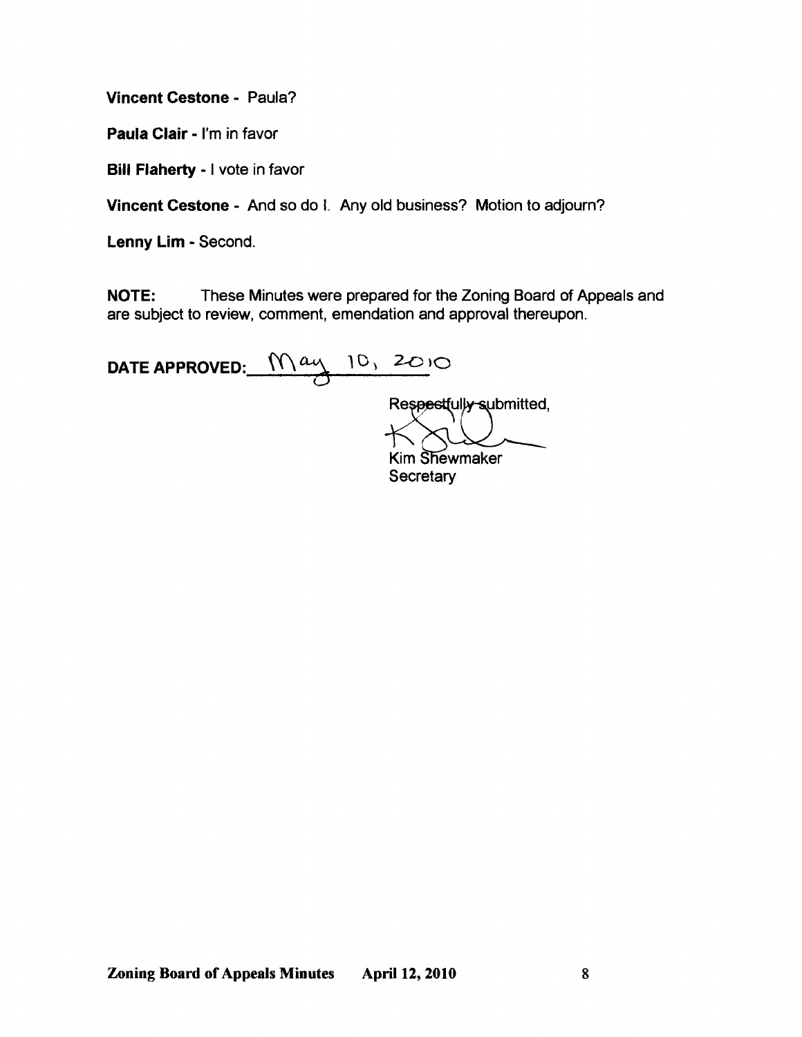**Vincent Cestone** - Paula?

**Paula Clair** - I'm in favor

**Bill Flaherty** - I vote in favor

**Vincent Cestone** - And so do I. Any old business? Motion to adjourn?

**Lenny Lim** - Second.

**NOTE:** These Minutes were prepared for the Zoning Board of Appeals and are subject to review, comment, emendation and approval thereupon.

**DATE APPROVED:** May 10, 2010

Respectfully submitted,

Kim Shewmaker
Secretary